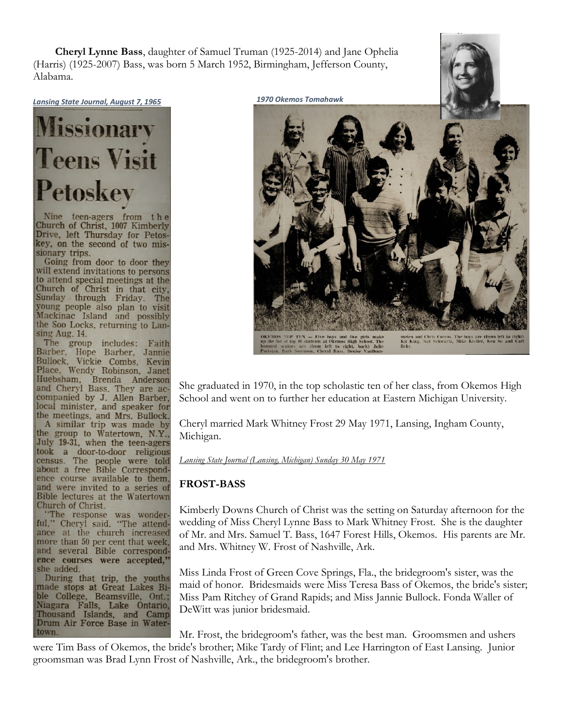**Cheryl Lynne Bass**, daughter of Samuel Truman (1925-2014) and Jane Ophelia (Harris) (1925-2007) Bass, was born 5 March 1952, Birmingham, Jefferson County, Alabama.

*Lansing State Journal, August 7, 1965*

# Missionary Teens Visit Petoskey

Nine teen-agers from the Church of Christ, 1007 Kimberly Drive, left Thursday for Petoskey, on the second of two missionary trips.

Going from door to door they will extend invitations to persons to attend special meetings at the Church of Christ in that city, Sunday through Friday. The young people also plan to visit Mackinac Island and possibly the Soo Locks, returning to Lansing Aug. 14.

The group includes: Faith Barber, Hope Barber, Jannie Bullock, Vickie Combs, Kevin Place, Wendy Robinson, Janet Huebsham, Brenda Anderson and Cheryl Bass. They are accompanied by J. Allen Barber, local minister, and speaker for the meetings, and Mrs. Bullock.

A similar trip was made by the group to Watertown, N.Y., July 19-31, when the teen-agers took a door-to-door religious census. The people were told about a free Bible Correspondence course available to them, and were invited to a series of Bible lectures at the Watertown Church of Christ.

"The response was wonderful," Cheryl said. "The attendance at the church increased more than 50 per cent that week, and several Bible correspondence courses were accepted," she added.

During that trip, the youths made stops at Great Lakes Bible College, Beamsville, Ont.; Niagara Falls, Lake Ontario, Thousand Islands, and Camp Drum Air Force Base in Watertown.

*1970 Okemos Tomahawk*

OKEMOS TOP TEN — Five boys and five girls make up the list of top 10 students at Okemos High School. The honored seniors are (from left to right, back) Julie Parisian, Barb Sorenson, Cheryl Bass, Denise VanDommelen and Chris Coccos. The boys are (from left to right) Kit King, Nat Schwartz, Mike Kistler, Ken So and Carl Behr.

She graduated in 1970, in the top scholastic ten of her class, from Okemos High School and went on to further her education at Eastern Michigan University.

Cheryl married Mark Whitney Frost 29 May 1971, Lansing, Ingham County, Michigan.

*Lansing State Journal (Lansing, Michigan) Sunday 30 May 1971*

**FROST-BASS**

Kimberly Downs Church of Christ was the setting on Saturday afternoon for the wedding of Miss Cheryl Lynne Bass to Mark Whitney Frost. She is the daughter of Mr. and Mrs. Samuel T. Bass, 1647 Forest Hills, Okemos. His parents are Mr. and Mrs. Whitney W. Frost of Nashville, Ark.

Miss Linda Frost of Green Cove Springs, Fla., the bridegroom's sister, was the maid of honor. Bridesmaids were Miss Teresa Bass of Okemos, the bride's sister; Miss Pam Ritchey of Grand Rapids; and Miss Jannie Bullock. Fonda Waller of DeWitt was junior bridesmaid.

Mr. Frost, the bridegroom's father, was the best man. Groomsmen and ushers were Tim Bass of Okemos, the bride's brother; Mike Tardy of Flint; and Lee Harrington of East Lansing. Junior groomsman was Brad Lynn Frost of Nashville, Ark., the bridegroom's brother.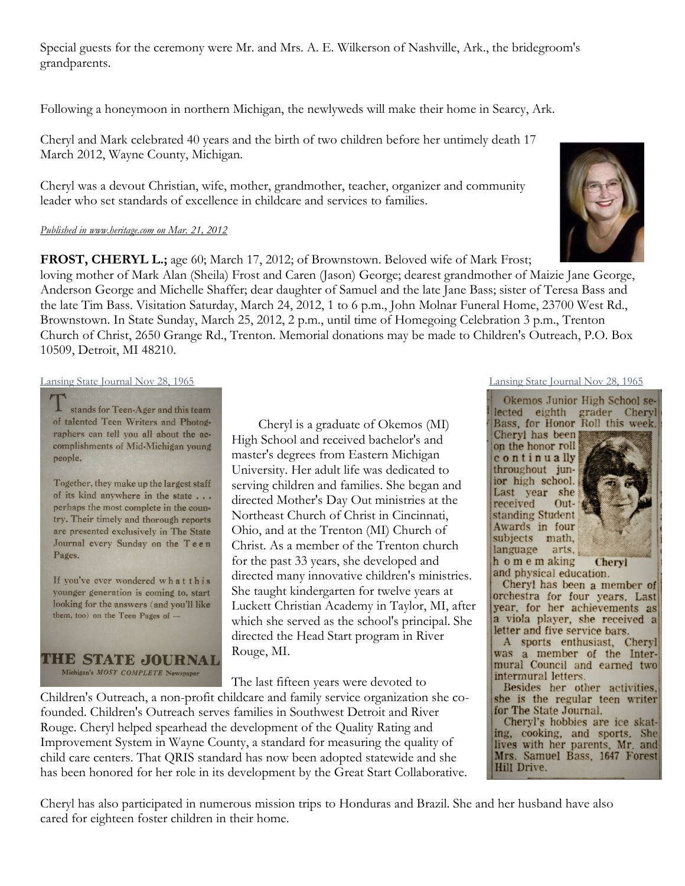Special guests for the ceremony were Mr. and Mrs. A. E. Wilkerson of Nashville, Ark., the bridegroom's grandparents.

Following a honeymoon in northern Michigan, the newlyweds will make their home in Searcy, Ark.

Cheryl and Mark celebrated 40 years and the birth of two children before her untimely death 17 March 2012, Wayne County, Michigan.

Cheryl was a devout Christian, wife, mother, grandmother, teacher, organizer and community leader who set standards of excellence in childcare and services to families.

*Published in www.heritage.com on Mar. 21, 2012*

**FROST, CHERYL L.;** age 60; March 17, 2012; of Brownstown. Beloved wife of Mark Frost; loving mother of Mark Alan (Sheila) Frost and Caren (Jason) George; dearest grandmother of Maizie Jane George, Anderson George and Michelle Shaffer; dear daughter of Samuel and the late Jane Bass; sister of Teresa Bass and the late Tim Bass. Visitation Saturday, March 24, 2012, 1 to 6 p.m., John Molnar Funeral Home, 23700 West Rd., Brownstown. In State Sunday, March 25, 2012, 2 p.m., until time of Homegoing Celebration 3 p.m., Trenton Church of Christ, 2650 Grange Rd., Trenton. Memorial donations may be made to Children's Outreach, P.O. Box 10509, Detroit, MI 48210.

Lansing State Journal Nov 28, 1965

T stands for Teen-Ager and this team of talented Teen Writers and Photographers can tell you all about the accomplishments of Mid-Michigan young people.

Together, they make up the largest staff of its kind anywhere in the state . . . perhaps the most complete in the country. Their timely and thorough reports are presented exclusively in The State Journal every Sunday on the Teen Pages.

If you've ever wondered what this younger generation is coming to, start looking for the answers (and you'll like them, too) on the Teen Pages of —

**THE STATE JOURNAL**
Michigan's *MOST COMPLETE* Newspaper

Cheryl is a graduate of Okemos (MI) High School and received bachelor's and master's degrees from Eastern Michigan University. Her adult life was dedicated to serving children and families. She began and directed Mother's Day Out ministries at the Northeast Church of Christ in Cincinnati, Ohio, and at the Trenton (MI) Church of Christ. As a member of the Trenton church for the past 33 years, she developed and directed many innovative children's ministries. She taught kindergarten for twelve years at Luckett Christian Academy in Taylor, MI, after which she served as the school's principal. She directed the Head Start program in River Rouge, MI.

The last fifteen years were devoted to Children's Outreach, a non-profit childcare and family service organization she co-founded. Children's Outreach serves families in Southwest Detroit and River Rouge. Cheryl helped spearhead the development of the Quality Rating and Improvement System in Wayne County, a standard for measuring the quality of child care centers. That QRIS standard has now been adopted statewide and she has been honored for her role in its development by the Great Start Collaborative.

Lansing State Journal Nov 28, 1965

Okemos Junior High School selected eighth grader Cheryl Bass, for Honor Roll this week. Cheryl has been on the honor roll continually throughout junior high school. Last year she received Outstanding Student Awards in four subjects math, language arts, homemaking and physical education.

Cheryl

Cheryl has been a member of orchestra for four years. Last year, for her achievements as a viola player, she received a letter and five service bars.

A sports enthusiast, Cheryl was a member of the Intermural Council and earned two intermural letters.

Besides her other activities, she is the regular teen writer for The State Journal.

Cheryl's hobbies are ice skating, cooking, and sports. She lives with her parents, Mr. and Mrs. Samuel Bass, 1647 Forest Hill Drive.

Cheryl has also participated in numerous mission trips to Honduras and Brazil. She and her husband have also cared for eighteen foster children in their home.